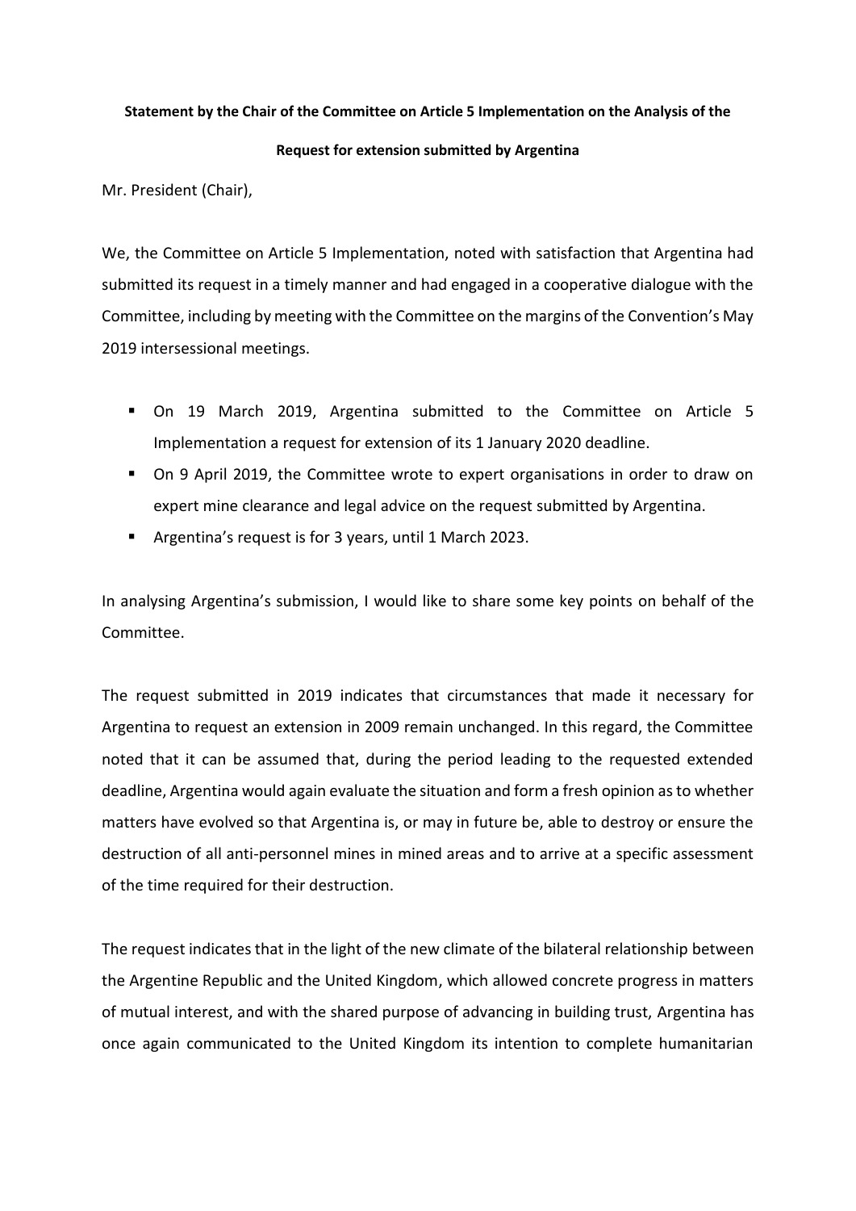**Statement by the Chair of the Committee on Article 5 Implementation on the Analysis of the Request for extension submitted by Argentina**

Mr. President (Chair),

We, the Committee on Article 5 Implementation, noted with satisfaction that Argentina had submitted its request in a timely manner and had engaged in a cooperative dialogue with the Committee, including by meeting with the Committee on the margins of the Convention's May 2019 intersessional meetings.

- On 19 March 2019, Argentina submitted to the Committee on Article 5 Implementation a request for extension of its 1 January 2020 deadline.
- On 9 April 2019, the Committee wrote to expert organisations in order to draw on expert mine clearance and legal advice on the request submitted by Argentina.
- Argentina's request is for 3 years, until 1 March 2023.

In analysing Argentina's submission, I would like to share some key points on behalf of the Committee.

The request submitted in 2019 indicates that circumstances that made it necessary for Argentina to request an extension in 2009 remain unchanged. In this regard, the Committee noted that it can be assumed that, during the period leading to the requested extended deadline, Argentina would again evaluate the situation and form a fresh opinion as to whether matters have evolved so that Argentina is, or may in future be, able to destroy or ensure the destruction of all anti-personnel mines in mined areas and to arrive at a specific assessment of the time required for their destruction.

The request indicates that in the light of the new climate of the bilateral relationship between the Argentine Republic and the United Kingdom, which allowed concrete progress in matters of mutual interest, and with the shared purpose of advancing in building trust, Argentina has once again communicated to the United Kingdom its intention to complete humanitarian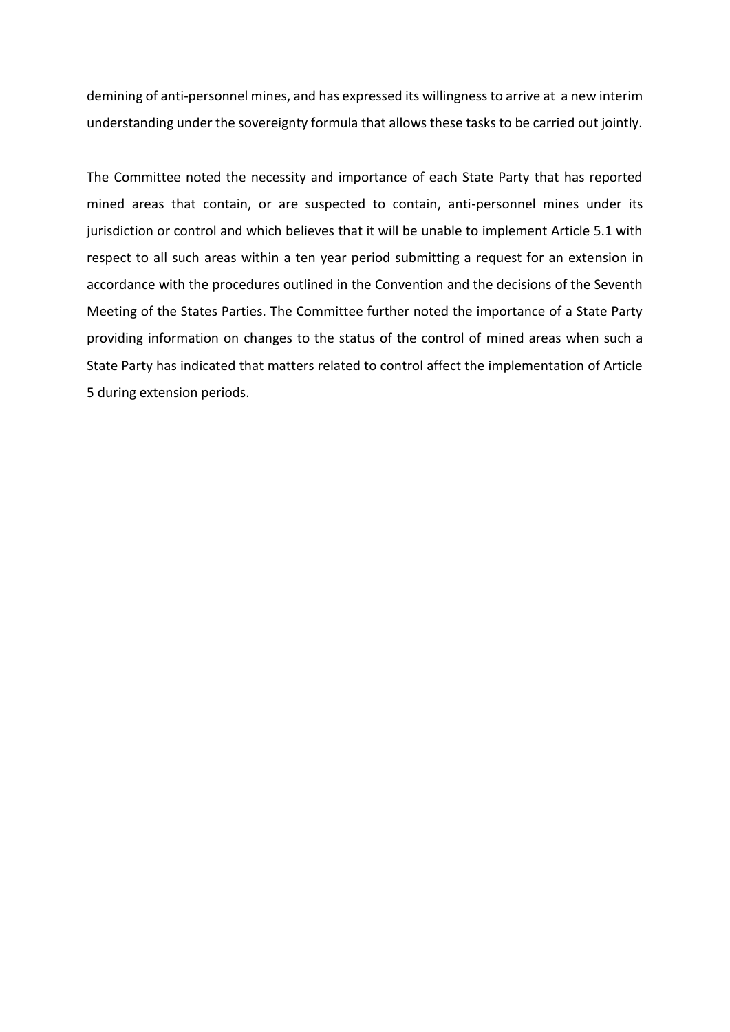demining of anti-personnel mines, and has expressed its willingness to arrive at a new interim understanding under the sovereignty formula that allows these tasks to be carried out jointly.

The Committee noted the necessity and importance of each State Party that has reported mined areas that contain, or are suspected to contain, anti-personnel mines under its jurisdiction or control and which believes that it will be unable to implement Article 5.1 with respect to all such areas within a ten year period submitting a request for an extension in accordance with the procedures outlined in the Convention and the decisions of the Seventh Meeting of the States Parties. The Committee further noted the importance of a State Party providing information on changes to the status of the control of mined areas when such a State Party has indicated that matters related to control affect the implementation of Article 5 during extension periods.